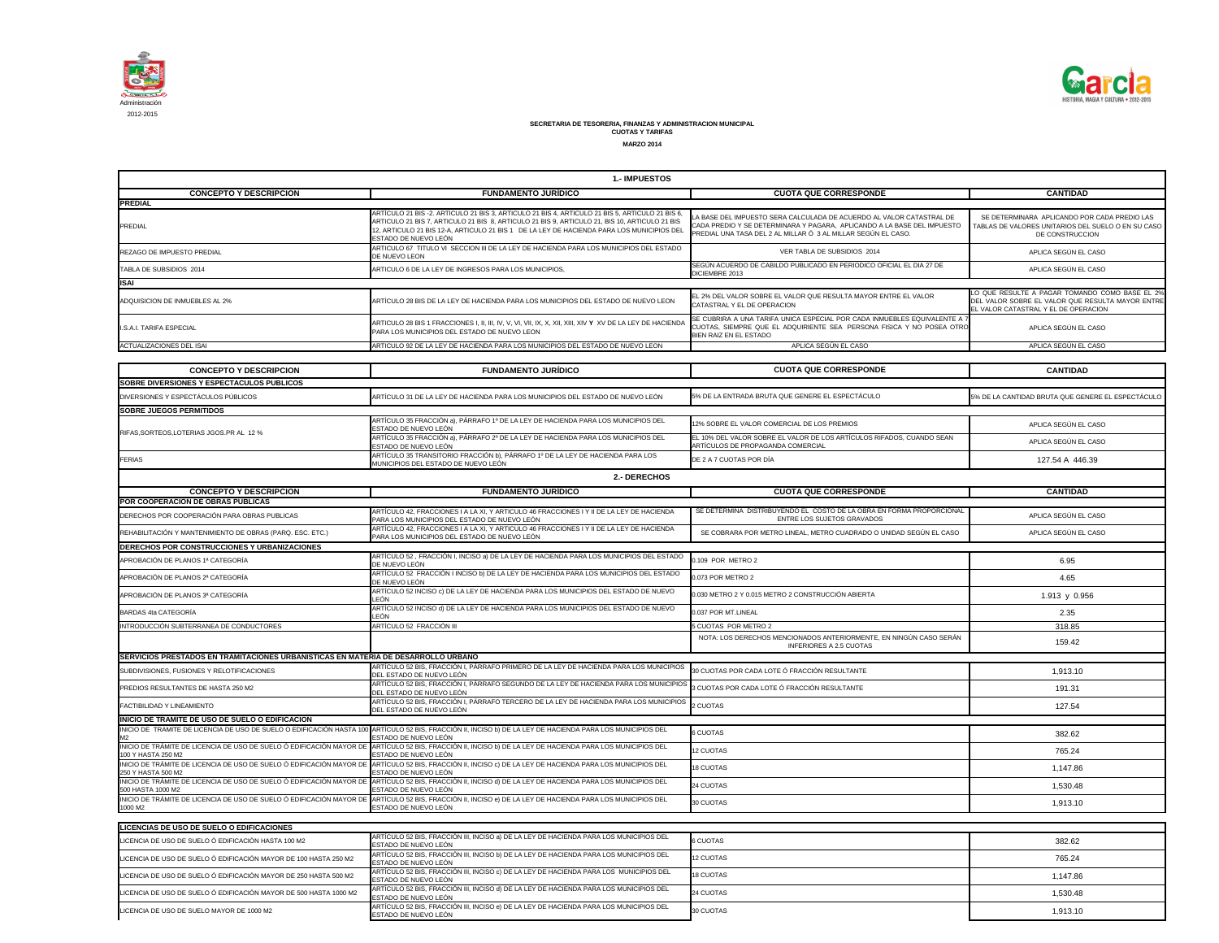Administración
2012-2015

**SECRETARIA DE TESORERIA, FINANZAS Y ADMINISTRACION MUNICIPAL**
**CUOTAS Y TARIFAS**
**MARZO 2014**

## 1.- IMPUESTOS

| CONCEPTO Y DESCRIPCION | FUNDAMENTO JURÍDICO | CUOTA QUE CORRESPONDE | CANTIDAD |
|---|---|---|---|
| **PREDIAL** | | | |
| PREDIAL | ARTÍCULO 21 BIS -2. ARTICULO 21 BIS 3, ARTICULO 21 BIS 4, ARTICULO 21 BIS 5, ARTICULO 21 BIS 6, ARTICULO 21 BIS 7, ARTICULO 21 BIS 8, ARTICULO 21 BIS 9, ARTICULO 21, BIS 10, ARTICULO 21 BIS 12, ARTICULO 21 BIS 12-A, ARTICULO 21 BIS 1 DE LA LEY DE HACIENDA PARA LOS MUNICIPIOS DEL ESTADO DE NUEVO LEÓN | LA BASE DEL IMPUESTO SERA CALCULADA DE ACUERDO AL VALOR CATASTRAL DE CADA PREDIO Y SE DETERMINARA Y PAGARA, APLICANDO A LA BASE DEL IMPUESTO PREDIAL UNA TASA DEL 2 AL MILLAR Ó 3 AL MILLAR SEGÚN EL CASO. | SE DETERMINARA APLICANDO POR CADA PREDIO LAS TABLAS DE VALORES UNITARIOS DEL SUELO O EN SU CASO DE CONSTRUCCION |
| REZAGO DE IMPUESTO PREDIAL | ARTICULO 67 TITULO VI SECCION III DE LA LEY DE HACIENDA PARA LOS MUNICIPIOS DEL ESTADO DE NUEVO LEON | VER TABLA DE SUBSIDIOS 2014 | APLICA SEGÚN EL CASO |
| TABLA DE SUBSIDIOS 2014 | ARTICULO 6 DE LA LEY DE INGRESOS PARA LOS MUNICIPIOS, | SEGÚN ACUERDO DE CABILDO PUBLICADO EN PERIODICO OFICIAL EL DIA 27 DE DICIEMBRE 2013 | APLICA SEGÚN EL CASO |
| **ISAI** | | | |
| ADQUISICION DE INMUEBLES AL 2% | ARTÍCULO 28 BIS DE LA LEY DE HACIENDA PARA LOS MUNICIPIOS DEL ESTADO DE NUEVO LEON | EL 2% DEL VALOR SOBRE EL VALOR QUE RESULTA MAYOR ENTRE EL VALOR CATASTRAL Y EL DE OPERACION | LO QUE RESULTE A PAGAR TOMANDO COMO BASE EL 2% DEL VALOR SOBRE EL VALOR QUE RESULTA MAYOR ENTRE EL VALOR CATASTRAL Y EL DE OPERACION |
| I.S.A.I. TARIFA ESPECIAL | ARTICULO 28 BIS 1 FRACCIONES I, II, III, IV, V, VI, VII, IX, X, XII, XIII, XIV Y XV DE LA LEY DE HACIENDA PARA LOS MUNICIPIOS DEL ESTADO DE NUEVO LEON | SE CUBRIRA A UNA TARIFA UNICA ESPECIAL POR CADA INMUEBLES EQUIVALENTE A 7 CUOTAS, SIEMPRE QUE EL ADQUIRIENTE SEA PERSONA FISICA Y NO POSEA OTRO BIEN RAIZ EN EL ESTADO | APLICA SEGÚN EL CASO |
| ACTUALIZACIONES DEL ISAI | ARTICULO 92 DE LA LEY DE HACIENDA PARA LOS MUNICIPIOS DEL ESTADO DE NUEVO LEON | APLICA SEGÚN EL CASO | APLICA SEGÚN EL CASO |

| CONCEPTO Y DESCRIPCION | FUNDAMENTO JURÍDICO | CUOTA QUE CORRESPONDE | CANTIDAD |
|---|---|---|---|
| **SOBRE DIVERSIONES Y ESPECTACULOS PUBLICOS** | | | |
| DIVERSIONES Y ESPECTÁCULOS PÚBLICOS | ARTÍCULO 31 DE LA LEY DE HACIENDA PARA LOS MUNICIPIOS DEL ESTADO DE NUEVO LEÓN | 5% DE LA ENTRADA BRUTA QUE GENERE EL ESPECTÁCULO | 5% DE LA CANTIDAD BRUTA QUE GENERE EL ESPECTÁCULO |
| **SOBRE JUEGOS PERMITIDOS** | | | |
| RIFAS,SORTEOS,LOTERIAS JGOS.PR AL 12 % | ARTÍCULO 35 FRACCIÓN a), PÁRRAFO 1º DE LA LEY DE HACIENDA PARA LOS MUNICIPIOS DEL ESTADO DE NUEVO LEÓN | 12% SOBRE EL VALOR COMERCIAL DE LOS PREMIOS | APLICA SEGÚN EL CASO |
| | ARTÍCULO 35 FRACCIÓN a), PÁRRAFO 2º DE LA LEY DE HACIENDA PARA LOS MUNICIPIOS DEL ESTADO DE NUEVO LEÓN | EL 10% DEL VALOR SOBRE EL VALOR DE LOS ARTÍCULOS RIFADOS, CUANDO SEAN ARTÍCULOS DE PROPAGANDA COMERCIAL | APLICA SEGÚN EL CASO |
| FERIAS | ARTÍCULO 35 TRANSITORIO FRACCIÓN b), PÁRRAFO 1º DE LA LEY DE HACIENDA PARA LOS MUNICIPIOS DEL ESTADO DE NUEVO LEÓN | DE 2 A 7 CUOTAS POR DÍA | 127.54 A 446.39 |

## 2.- DERECHOS

| CONCEPTO Y DESCRIPCION | FUNDAMENTO JURÍDICO | CUOTA QUE CORRESPONDE | CANTIDAD |
|---|---|---|---|
| **POR COOPERACION DE OBRAS PUBLICAS** | | | |
| DERECHOS POR COOPERACIÓN PARA OBRAS PUBLICAS | ARTÍCULO 42, FRACCIONES I A LA XI, Y ARTICULO 46 FRACCIONES I Y II DE LA LEY DE HACIENDA PARA LOS MUNICIPIOS DEL ESTADO DE NUEVO LEÓN | SE DETERMINA DISTRIBUYENDO EL COSTO DE LA OBRA EN FORMA PROPORCIONAL ENTRE LOS SUJETOS GRAVADOS | APLICA SEGÚN EL CASO |
| REHABILITACIÓN Y MANTENIMIENTO DE OBRAS (PARQ. ESC. ETC.) | ARTÍCULO 42, FRACCIONES I A LA XI, Y ARTICULO 46 FRACCIONES I Y II DE LA LEY DE HACIENDA PARA LOS MUNICIPIOS DEL ESTADO DE NUEVO LEÓN | SE COBRARA POR METRO LINEAL, METRO CUADRADO O UNIDAD SEGÚN EL CASO | APLICA SEGÚN EL CASO |
| **DERECHOS POR CONSTRUCCIONES Y URBANIZACIONES** | | | |
| APROBACIÓN DE PLANOS 1ª CATEGORÍA | ARTÍCULO 52 , FRACCIÓN I, INCISO a) DE LA LEY DE HACIENDA PARA LOS MUNICIPIOS DEL ESTADO DE NUEVO LEÓN | 0.109 POR METRO 2 | 6.95 |
| APROBACIÓN DE PLANOS 2ª CATEGORÍA | ARTÍCULO 52 FRACCIÓN I INCISO b) DE LA LEY DE HACIENDA PARA LOS MUNICIPIOS DEL ESTADO DE NUEVO LEÓN | 0.073 POR METRO 2 | 4.65 |
| APROBACIÓN DE PLANOS 3ª CATEGORÍA | ARTÍCULO 52 INCISO c) DE LA LEY DE HACIENDA PARA LOS MUNICIPIOS DEL ESTADO DE NUEVO LEÓN | 0.030 METRO 2 Y 0.015 METRO 2 CONSTRUCCIÓN ABIERTA | 1.913 y 0.956 |
| BARDAS 4ta CATEGORÍA | ARTÍCULO 52 INCISO d) DE LA LEY DE HACIENDA PARA LOS MUNICIPIOS DEL ESTADO DE NUEVO LEÓN | 0.037 POR MT.LINEAL | 2.35 |
| INTRODUCCIÓN SUBTERRANEA DE CONDUCTORES | ARTÍCULO 52 FRACCIÓN III | 5 CUOTAS POR METRO 2 | 318.85 |
| | | NOTA: LOS DERECHOS MENCIONADOS ANTERIORMENTE, EN NINGÚN CASO SERÁN INFERIORES A 2.5 CUOTAS | 159.42 |
| **SERVICIOS PRESTADOS EN TRAMITACIONES URBANISTICAS EN MATERIA DE DESARROLLO URBANO** | | | |
| SUBDIVISIONES, FUSIONES Y RELOTIFICACIONES | ARTÍCULO 52 BIS, FRACCIÓN I, PÁRRAFO PRIMERO DE LA LEY DE HACIENDA PARA LOS MUNICIPIOS DEL ESTADO DE NUEVO LEÓN | 30 CUOTAS POR CADA LOTE Ó FRACCIÓN RESULTANTE | 1,913.10 |
| PREDIOS RESULTANTES DE HASTA 250 M2 | ARTÍCULO 52 BIS, FRACCIÓN I, PÁRRAFO SEGUNDO DE LA LEY DE HACIENDA PARA LOS MUNICIPIOS DEL ESTADO DE NUEVO LEÓN | 3 CUOTAS POR CADA LOTE Ó FRACCIÓN RESULTANTE | 191.31 |
| FACTIBILIDAD Y LINEAMIENTO | ARTÍCULO 52 BIS, FRACCIÓN I, PÁRRAFO TERCERO DE LA LEY DE HACIENDA PARA LOS MUNICIPIOS DEL ESTADO DE NUEVO LEÓN | 2 CUOTAS | 127.54 |
| **INICIO DE TRAMITE DE USO DE SUELO O EDIFICACION** | | | |
| INICIO DE TRAMITE DE LICENCIA DE USO DE SUELO O EDIFICACIÓN HASTA 100 M2 | ARTÍCULO 52 BIS, FRACCIÓN II, INCISO b) DE LA LEY DE HACIENDA PARA LOS MUNICIPIOS DEL ESTADO DE NUEVO LEÓN | 6 CUOTAS | 382.62 |
| INICIO DE TRÁMITE DE LICENCIA DE USO DE SUELO Ó EDIFICACIÓN MAYOR DE 100 Y HASTA 250 M2 | ARTÍCULO 52 BIS, FRACCIÓN II, INCISO b) DE LA LEY DE HACIENDA PARA LOS MUNICIPIOS DEL ESTADO DE NUEVO LEÓN | 12 CUOTAS | 765.24 |
| INICIO DE TRÁMITE DE LICENCIA DE USO DE SUELO Ó EDIFICACIÓN MAYOR DE 250 Y HASTA 500 M2 | ARTÍCULO 52 BIS, FRACCIÓN II, INCISO c) DE LA LEY DE HACIENDA PARA LOS MUNICIPIOS DEL ESTADO DE NUEVO LEÓN | 18 CUOTAS | 1,147.86 |
| INICIO DE TRÁMITE DE LICENCIA DE USO DE SUELO Ó EDIFICACIÓN MAYOR DE 500 HASTA 1000 M2 | ARTÍCULO 52 BIS, FRACCIÓN II, INCISO d) DE LA LEY DE HACIENDA PARA LOS MUNICIPIOS DEL ESTADO DE NUEVO LEÓN | 24 CUOTAS | 1,530.48 |
| INICIO DE TRÁMITE DE LICENCIA DE USO DE SUELO Ó EDIFICACIÓN MAYOR DE 1000 M2 | ARTÍCULO 52 BIS, FRACCIÓN II, INCISO e) DE LA LEY DE HACIENDA PARA LOS MUNICIPIOS DEL ESTADO DE NUEVO LEÓN | 30 CUOTAS | 1,913.10 |

| LICENCIAS DE USO DE SUELO O EDIFICACIONES | | | |
|---|---|---|---|
| LICENCIA DE USO DE SUELO Ó EDIFICACIÓN HASTA 100 M2 | ARTÍCULO 52 BIS, FRACCIÓN III, INCISO a) DE LA LEY DE HACIENDA PARA LOS MUNICIPIOS DEL ESTADO DE NUEVO LEÓN | 6 CUOTAS | 382.62 |
| LICENCIA DE USO DE SUELO Ó EDIFICACIÓN MAYOR DE 100 HASTA 250 M2 | ARTÍCULO 52 BIS, FRACCIÓN III, INCISO b) DE LA LEY DE HACIENDA PARA LOS MUNICIPIOS DEL ESTADO DE NUEVO LEÓN | 12 CUOTAS | 765.24 |
| LICENCIA DE USO DE SUELO Ó EDIFICACIÓN MAYOR DE 250 HASTA 500 M2 | ARTÍCULO 52 BIS, FRACCIÓN III, INCISO c) DE LA LEY DE HACIENDA PARA LOS MUNICIPIOS DEL ESTADO DE NUEVO LEÓN | 18 CUOTAS | 1,147.86 |
| LICENCIA DE USO DE SUELO Ó EDIFICACIÓN MAYOR DE 500 HASTA 1000 M2 | ARTÍCULO 52 BIS, FRACCIÓN III, INCISO d) DE LA LEY DE HACIENDA PARA LOS MUNICIPIOS DEL ESTADO DE NUEVO LEÓN | 24 CUOTAS | 1,530.48 |
| LICENCIA DE USO DE SUELO MAYOR DE 1000 M2 | ARTÍCULO 52 BIS, FRACCIÓN III, INCISO e) DE LA LEY DE HACIENDA PARA LOS MUNICIPIOS DEL ESTADO DE NUEVO LEÓN | 30 CUOTAS | 1,913.10 |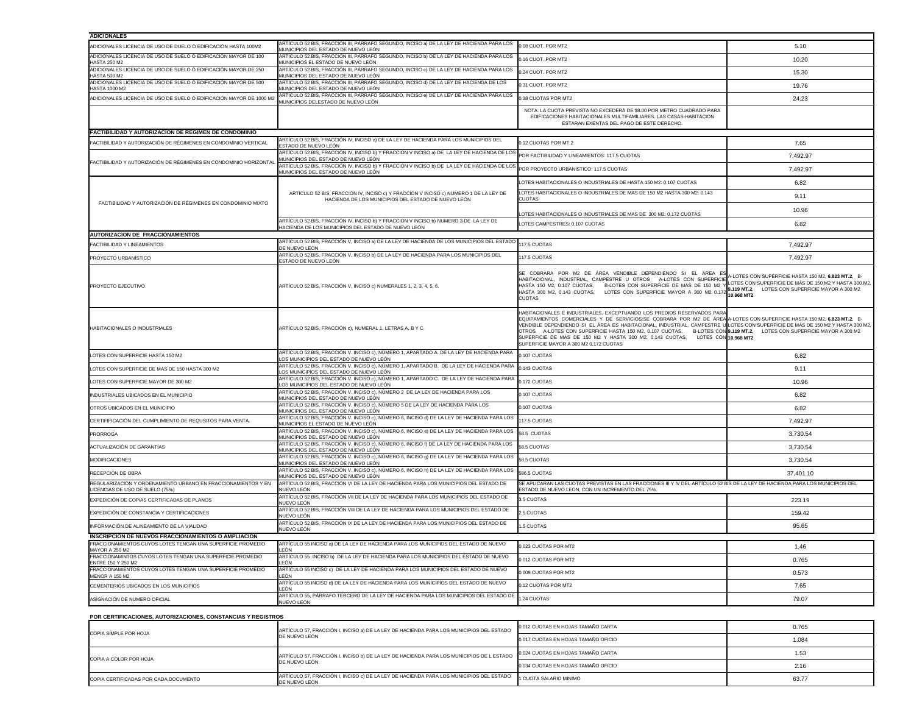| ADICIONALES | | | |
|---|---|---|---|
| ADICIONALES LICENCIA DE USO DE DUELO Ó EDIFICACIÓN HASTA 100M2 | ARTÍCULO 52 BIS, FRACCIÓN III, PÁRRAFO SEGUNDO, INCISO a) DE LA LEY DE HACIENDA PARA LOS MUNICIPIOS DEL ESTADO DE NUEVO LEÓN | 0.08 CUOT. POR MT2 | 5.10 |
| ADICIONALES LICENCIA DE USO DE SUELO Ó EDIFICACIÓN MAYOR DE 100 HASTA 250 M2 | ARTÍCULO 52 BIS, FRACCIÓN III, PÁRRAFO SEGUNDO, INCISO b) DE LA LEY DE HACIENDA PARA LOS MUNICIPIOS EL ESTADO DE NUEVO LEÓN | 0.16 CUOT.,POR MT2 | 10.20 |
| ADICIONALES LICENCIA DE USO DE SUELO Ó EDIFICACIÓN MAYOR DE 250 HASTA 500 M2 | ARTÍCULO 52 BIS, FRACCIÓN III, PÁRRAFO SEGUNDO, INCISO c) DE LA LEY DE HACIENDA PARA LOS MUNICIPIOS DEL ESTADO DE NUEVO LEÓN | 0.24 CUOT. POR MT2 | 15.30 |
| ADICIONALES LICENCIA DE USO DE SUELO Ó EDIFICACIÓN MAYOR DE 500 HASTA 1000 M2 | ARTÍCULO 52 BIS, FRACCIÓN III, PÁRRAFO SEGUNDO, INCISO d) DE LA LEY DE HACIENDA DE LOS MUNICIPIOS DEL ESTADO DE NUEVO LEÓN | 0.31 CUOT. POR MT2 | 19.76 |
| ADICIONALES LICENCIA DE USO DE SUELO Ó EDIFICACIÓN MAYOR DE 1000 M2 | ARTÍCULO 52 BIS, FRACCIÓN III, PÁRRAFO SEGUNDO, INCISO e) DE LA LEY DE HACIENDA PARA LOS MUNICIPIOS DELESTADO DE NUEVO LEÓN | 0.38 CUOTAS POR MT2 | 24.23 |
| | | NOTA: LA CUOTA PREVISTA NO EXCEDERÁ DE $8.00 POR METRO CUADRADO PARA EDIFICACIONES HABITACIONALES MULTIFAMILIARES. LAS CASAS-HABITACION ESTARAN EXENTAS DEL PAGO DE ESTE DERECHO. | |
| **FACTIBILIDAD Y AUTORIZACION DE REGIMEN DE CONDOMINIO** | | | |
| FACTIBILIDAD Y AUTORIZACIÓN DE RÉGIMENES EN CONDOMINIO VERTICAL | ARTÍCULO 52 BIS, FRACCIÓN IV, INCISO a) DE LA LEY DE HACIENDA PARA LOS MUNICIPIOS DEL ESTADO DE NUEVO LEÓN | 0.12 CUOTAS POR MT.2 | 7.65 |
| FACTIBILIDAD Y AUTORIZACIÓN DE RÉGIMENES EN CONDOMINIO HORIZONTAL | ARTÍCULO 52 BIS, FRACCIÓN IV, INCISO b) Y FRACCION V INCISO a) DE LA LEY DE HACIENDA DE LOS MUNICIPIOS DEL ESTADO DE NUEVO LEÓN | POR FACTIBILIDAD Y LINEAMIENTOS: 117.5 CUOTAS | 7,492.97 |
| | ARTÍCULO 52 BIS, FRACCIÓN IV, INCISO b) Y FRACCION V INCISO b) DE LA LEY DE HACIENDA DE LOS MUNICIPIOS DEL ESTADO DE NUEVO LEÓN | POR PROYECTO URBANISTICO: 117.5 CUOTAS | 7,492.97 |
| FACTIBILIDAD Y AUTORIZACIÓN DE RÉGIMENES EN CONDOMINIO MIXTO | ARTÍCULO 52 BIS, FRACCIÓN IV, INCISO c) Y FRACCION V INCISO c) NUMERO 1 DE LA LEY DE HACIENDA DE LOS MUNICIPIOS DEL ESTADO DE NUEVO LEÓN | LOTES HABITACIONALES O INDUSTRIALES DE HASTA 150 M2: 0.107 CUOTAS | 6.82 |
| | | LOTES HABITACIONALES O INDUSTRIALES DE MAS DE 150 M2 HASTA 300 M2: 0.143 CUOTAS | 9.11 |
| | | LOTES HABITACIONALES O INDUSTRIALES DE MAS DE 300 M2: 0.172 CUOTAS | 10.96 |
| | ARTÍCULO 52 BIS, FRACCIÓN IV, INCISO b) Y FRACCION V INCISO b) NUMERO 3 DE LA LEY DE HACIENDA DE LOS MUNICIPIOS DEL ESTADO DE NUEVO LEÓN | LOTES CAMPESTRES: 0.107 CUOTAS | 6.82 |
| **AUTORIZACION DE FRACCIONAMIENTOS** | | | |
| FACTIBILIDAD Y LINEAMIENTOS | ARTÍCULO 52 BIS, FRACCIÓN V, INCISO a) DE LA LEY DE HACIENDA DE LOS MUNICIPIOS DEL ESTADO DE NUEVO LEÓN | 117.5 CUOTAS | 7,492.97 |
| PROYECTO URBANÍSTICO | ARTÍCULO 52 BIS, FRACCIÓN V, INCISO b) DE LA LEY DE HACIENDA PARA LOS MUNICIPIOS DEL ESTADO DE NUEVO LEÓN | 117.5 CUOTAS | 7,492.97 |
| PROYECTO EJECUTIVO | ARTÍCULO 52 BIS, FRACCIÓN V, INCISO c) NUMERALES 1, 2, 3, 4, 5, 6. | SE COBRARA POR M2 DE ÁREA VENDIBLE DEPENDIENDO SI EL ÁREA ES HABITACIONAL, INDUSTRIAL, CAMPESTRE U OTROS A-LOTES CON SUPERFICIE HASTA 150 M2, 0.107 CUOTAS, B-LOTES CON SUPERFICIE DE MÁS DE 150 M2 Y HASTA 300 M2, 0.143 CUOTAS, LOTES CON SUPERFICIE MAYOR A 300 M2 0.172 CUOTAS | A-LOTES CON SUPERFICIE HASTA 150 M2, **6.823 MT.2**, B-LOTES CON SUPERFICIE DE MÁS DE 150 M2 Y HASTA 300 M2, **9.119 MT.2**, LOTES CON SUPERFICIE MAYOR A 300 M2 **10.968 MT2** |
| HABITACIONALES O INDUSTRIALES | ARTÍCULO 52 BIS, FRACCIÓN c), NUMERAL 1, LETRAS A, B Y C. | HABITACIONALES E INDUSTRIALES, EXCEPTUANDO LOS PREDIOS RESERVADOS PARA EQUIPAMIENTOS COMERCIALES Y DE SERVICIOS:SE COBRARA POR M2 DE ÁREA VENDIBLE DEPENDIENDO SI EL ÁREA ES HABITACIONAL, INDUSTRIAL, CAMPESTRE U OTROS A-LOTES CON SUPERFICIE HASTA 150 M2, 0.107 CUOTAS, B-LOTES CON SUPERFICIE DE MÁS DE 150 M2 Y HASTA 300 M2, 0.143 CUOTAS, LOTES CON SUPERFICIE MAYOR A 300 M2 0.172 CUOTAS | A-LOTES CON SUPERFICIE HASTA 150 M2, **6.823 MT.2**, B-LOTES CON SUPERFICIE DE MÁS DE 150 M2 Y HASTA 300 M2, **9.119 MT.2**, LOTES CON SUPERFICIE MAYOR A 300 M2 **10.968 MT2** |
| LOTES CON SUPERFICIE HASTA 150 M2 | ARTÍCULO 52 BIS, FRACCIÓN V. INCISO c), NÚMERO 1, APARTADO A. DE LA LEY DE HACIENDA PARA LOS MUNICIPIOS DEL ESTADO DE NUEVO LEÓN | 0.107 CUOTAS | 6.82 |
| LOTES CON SUPERFICIE DE MAS DE 150 HASTA 300 M2 | ARTÍCULO 52 BIS, FRACCIÓN V. INCISO c), NÚMERO 1, APARTADO B. DE LA LEY DE HACIENDA PARA LOS MUNICIPIOS DEL ESTADO DE NUEVO LEÓN | 0.143 CUOTAS | 9.11 |
| LOTES CON SUPERFICIE MAYOR DE 300 M2 | ARTÍCULO 52 BIS, FRACCIÓN V. INCISO c), NÚMERO 1, APARTADO C. DE LA LEY DE HACIENDA PARA LOS MUNICIPIOS DEL ESTADO DE NUEVO LEÓN | 0.172 CUOTAS | 10.96 |
| INDUSTRIALES UBICADOS EN EL MUNICIPIO | ARTÍCULO 52 BIS, FRACCIÓN V. INCISO c), NÚMERO 2 DE LA LEY DE HACIENDA PARA LOS MUNICIPIOS DEL ESTADO DE NUEVO LEÓN | 0.107 CUOTAS | 6.82 |
| OTROS UBICADOS EN EL MUNICIPIO | ARTÍCULO 52 BIS, FRACCIÓN V. INCISO c), NÚMERO 5 DE LA LEY DE HACIENDA PARA LOS MUNICIPIOS DEL ESTADO DE NUEVO LEÓN | 0.107 CUOTAS | 6.82 |
| CERTIFIFICACIÓN DEL CUMPLIMIENTO DE REQUSITOS PARA VENTA. | ARTÍCULO 52 BIS, FRACCIÓN V. INCISO c), NÚMERO 6, INCISO d) DE LA LEY DE HACIENDA PARA LOS MUNICIPIOS EL ESTADO DE NUEVO LEÓN | 117.5 CUOTAS | 7,492.97 |
| PRORROGA | ARTÍCULO 52 BIS, FRACCIÓN V. INCISO c), NÚMERO 6, INCISO e) DE LA LEY DE HACIENDA PARA LOS MUNICIPIOS DEL ESTADO DE NUEVO LEÓN | 58.5 CUOTAS | 3,730.54 |
| ACTUALIZACIÓN DE GARANTÍAS | ARTÍCULO 52 BIS, FRACCIÓN V. INCISO c), NÚMERO 6, INCISO f) DE LA LEY DE HACIENDA PARA LOS MUNICIPIOS DEL ESTADO DE NUEVO LEÓN | 58.5 CUOTAS | 3,730.54 |
| MODIFICACIONES | ARTÍCULO 52 BIS, FRACCIÓN V. INCISO c), NÚMERO 6, INCISO g) DE LA LEY DE HACIENDA PARA LOS MUNICIPIOS DEL ESTADO DE NUEVO LEÓN | 58.5 CUOTAS | 3,730.54 |
| RECEPCIÓN DE OBRA | ARTÍCULO 52 BIS, FRACCIÓN V. INCISO c), NÚMERO 6, INCISO h) DE LA LEY DE HACIENDA PARA LOS MUNICIPIOS DEL ESTADO DE NUEVO LEÓN | 586.5 CUOTAS | 37,401.10 |
| REGULARIZACIÓN Y ORDENAMIENTO URBANO EN FRACCIONAMIENTOS Y EN LICENCIAS DE USO DE SUELO (75%) | ARTÍCULO 52 BIS, FRACCIÓN VI DE LA LEY DE HACIENDA PARA LOS MUNICIPIOS DEL ESTADO DE NUEVO LEÓN | SE APLICARAN LAS CUOTAS PREVISTAS EN LAS FRACCIONES III Y IV DEL ARTÍCULO 52 BIS DE LA LEY DE HACIENDA PARA LOS MUNICIPIOS DEL ESTADO DE NUEVO LEON, CON UN INCREMENTO DEL 75% | |
| EXPEDICIÓN DE COPIAS CERTIFICADAS DE PLANOS | ARTÍCULO 52 BIS, FRACCIÓN VII DE LA LEY DE HACIENDA PARA LOS MUNICIPIOS DEL ESTADO DE NUEVO LEÓN | 3.5 CUOTAS | 223.19 |
| EXPEDICIÓN DE CONSTANCIA Y CERTIFICACIONES | ARTÍCULO 52 BIS, FRACCIÓN VIII DE LA LEY DE HACIENDA PARA LOS MUNICIPIOS DEL ESTADO DE NUEVO LEÓN | 2.5 CUOTAS | 159.42 |
| INFORMACIÓN DE ALINEAMIENTO DE LA VIALIDAD | ARTÍCULO 52 BIS, FRACCIÓN IX DE LA LEY DE HACIENDA PARA LOS MUNICIPIOS DEL ESTADO DE NUEVO LEÓN | 1.5 CUOTAS | 95.65 |
| **INSCRIPCION DE NUEVOS FRACCIONAMIENTOS O AMPLIACION** | | | |
| FRACCIONAMIENTOS CUYOS LOTES TENGAN UNA SUPERFICIE PROMEDIO MAYOR A 250 M2 | ARTÍCULO 55 INCISO a) DE LA LEY DE HACIENDA PARA LOS MUNICIPIOS DEL ESTADO DE NUEVO LEÓN | 0.023 CUOTAS POR MT2 | 1.46 |
| FRACCIONAMINTOS CUYOS LOTES TENGAN UNA SUPERFICIE PROMEDIO ENTRE 150 Y 250 M2 | ARTÍCULO 55 INCISO b) DE LA LEY DE HACIENDA PARA LOS MUNICIPIOS DEL ESTADO DE NUEVO LEÓN | 0.012 CUOTAS POR MT2 | 0.765 |
| FRACCIONAMIENTOS CUYOS LOTES TENGAN UNA SUPERFICIE PROMEDIO MENOR A 150 M2 | ARTÍCULO 55 INCISO c) DE LA LEY DE HACIENDA PARA LOS MUNICIPIOS DEL ESTADO DE NUEVO LEÓN | 0.009 CUOTAS POR MT2 | 0.573 |
| CEMENTERIOS UBICADOS EN LOS MUNICIPIOS | ARTÍCULO 55 INCISO d) DE LA LEY DE HACIENDA PARA LOS MUNICIPIOS DEL ESTADO DE NUEVO LEÓN | 0.12 CUOTAS POR MT2 | 7.65 |
| ASIGNACIÓN DE NUMERO OFICIAL | ARTÍCULO 55, PÁRRAFO TERCERO DE LA LEY DE HACIENDA PARA LOS MUNICIPIOS DEL ESTADO DE NUEVO LEÓN | 1.24 CUOTAS | 79.07 |

| POR CERTIFICACIONES, AUTORIZACIONES, CONSTANCIAS Y REGISTROS | | | |
|---|---|---|---|
| COPIA SIMPLE POR HOJA | ARTÍCULO 57, FRACCIÓN I, INCISO a) DE LA LEY DE HACIENDA PARA LOS MUNICIPIOS DEL ESTADO DE NUEVO LEÓN | 0.012 CUOTAS EN HOJAS TAMAÑO CARTA | 0.765 |
| | | 0.017 CUOTAS EN HOJAS TAMAÑO OFICIO | 1.084 |
| COPIA A COLOR POR HOJA | ARTÍCULO 57, FRACCIÓN I, INCISO b) DE LA LEY DE HACIENDA PARA LOS MUNICIPIOS DE L ESTADO DE NUEVO LEÓN | 0.024 CUOTAS EN HOJAS TAMAÑO CARTA | 1.53 |
| | | 0.034 CUOTAS EN HOJAS TAMAÑO OFICIO | 2.16 |
| COPIA CERTIFICADAS POR CADA DOCUMENTO | ARTÍCULO 57, FRACCIÓN I, INCISO c) DE LA LEY DE HACIENDA PARA LOS MUNICIPIOS DEL ESTADO DE NUEVO LEÓN | 1 CUOTA SALARIO MINIMO | 63.77 |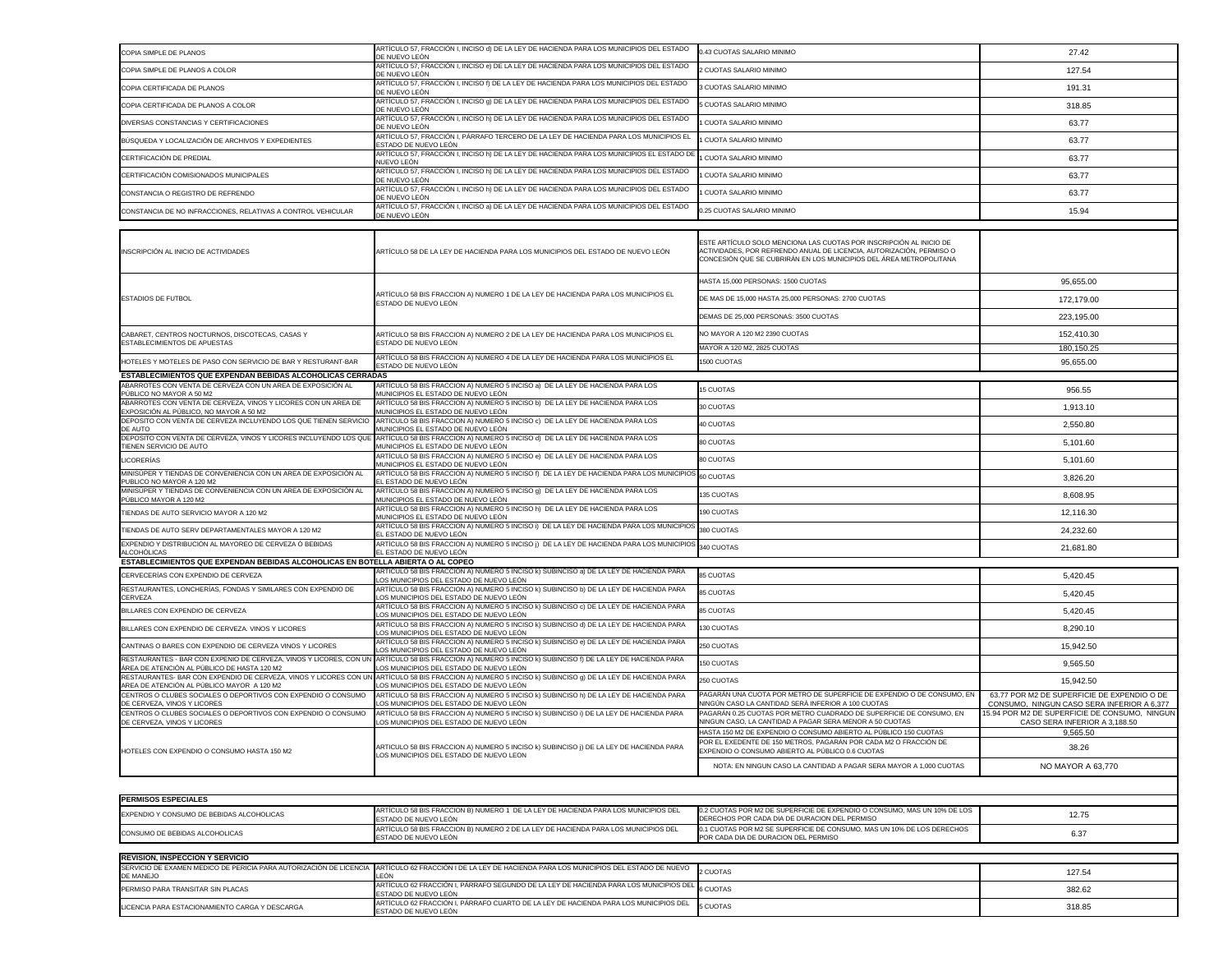| | | | |
|---|---|---|---|
| COPIA SIMPLE DE PLANOS | ARTÍCULO 57, FRACCIÓN I, INCISO d) DE LA LEY DE HACIENDA PARA LOS MUNICIPIOS DEL ESTADO DE NUEVO LEÓN | 0.43 CUOTAS SALARIO MINIMO | 27.42 |
| COPIA SIMPLE DE PLANOS A COLOR | ARTÍCULO 57, FRACCIÓN I, INCISO e) DE LA LEY DE HACIENDA PARA LOS MUNICIPIOS DEL ESTADO DE NUEVO LEÓN | 2 CUOTAS SALARIO MINIMO | 127.54 |
| COPIA CERTIFICADA DE PLANOS | ARTÍCULO 57, FRACCIÓN I, INCISO f) DE LA LEY DE HACIENDA PARA LOS MUNICIPIOS DEL ESTADO DE NUEVO LEÓN | 3 CUOTAS SALARIO MINIMO | 191.31 |
| COPIA CERTIFICADA DE PLANOS A COLOR | ARTÍCULO 57, FRACCIÓN I, INCISO g) DE LA LEY DE HACIENDA PARA LOS MUNICIPIOS DEL ESTADO DE NUEVO LEÓN | 5 CUOTAS SALARIO MINIMO | 318.85 |
| DIVERSAS CONSTANCIAS Y CERTIFICACIONES | ARTÍCULO 57, FRACCIÓN I, INCISO h) DE LA LEY DE HACIENDA PARA LOS MUNICIPIOS DEL ESTADO DE NUEVO LEÓN | 1 CUOTA SALARIO MINIMO | 63.77 |
| BÚSQUEDA Y LOCALIZACIÓN DE ARCHIVOS Y EXPEDIENTES | ARTÍCULO 57, FRACCIÓN I, PÁRRAFO TERCERO DE LA LEY DE HACIENDA PARA LOS MUNICIPIOS EL ESTADO DE NUEVO LEÓN | 1 CUOTA SALARIO MINIMO | 63.77 |
| CERTIFICACIÓN DE PREDIAL | ARTÍCULO 57, FRACCIÓN I, INCISO h) DE LA LEY DE HACIENDA PARA LOS MUNICIPIOS EL ESTADO DE NUEVO LEÓN | 1 CUOTA SALARIO MINIMO | 63.77 |
| CERTIFICACIÓN COMISIONADOS MUNICIPALES | ARTÍCULO 57, FRACCIÓN I, INCISO h) DE LA LEY DE HACIENDA PARA LOS MUNICIPIOS DEL ESTADO DE NUEVO LEÓN | 1 CUOTA SALARIO MINIMO | 63.77 |
| CONSTANCIA O REGISTRO DE REFRENDO | ARTÍCULO 57, FRACCIÓN I, INCISO h) DE LA LEY DE HACIENDA PARA LOS MUNICIPIOS DEL ESTADO DE NUEVO LEÓN | 1 CUOTA SALARIO MINIMO | 63.77 |
| CONSTANCIA DE NO INFRACCIONES, RELATIVAS A CONTROL VEHICULAR | ARTÍCULO 57, FRACCIÓN I, INCISO a) DE LA LEY DE HACIENDA PARA LOS MUNICIPIOS DEL ESTADO DE NUEVO LEÓN | 0.25 CUOTAS SALARIO MINIMO | 15.94 |

| | | | |
|---|---|---|---|
| INSCRIPCIÓN AL INICIO DE ACTIVIDADES | ARTÍCULO 58 DE LA LEY DE HACIENDA PARA LOS MUNICIPIOS DEL ESTADO DE NUEVO LEÓN | ESTE ARTÍCULO SOLO MENCIONA LAS CUOTAS POR INSCRIPCIÓN AL INICIO DE ACTIVIDADES, POR REFRENDO ANUAL DE LICENCIA, AUTORIZACIÓN, PERMISO O CONCESIÓN QUE SE CUBRIRÁN EN LOS MUNICIPIOS DEL ÁREA METROPOLITANA | |
| ESTADIOS DE FUTBOL | ARTÍCULO 58 BIS FRACCION A) NUMERO 1 DE LA LEY DE HACIENDA PARA LOS MUNICIPIOS EL ESTADO DE NUEVO LEÓN | HASTA 15,000 PERSONAS: 1500 CUOTAS | 95,655.00 |
| | | DE MAS DE 15,000 HASTA 25,000 PERSONAS: 2700 CUOTAS | 172,179.00 |
| | | DEMAS DE 25,000 PERSONAS: 3500 CUOTAS | 223,195.00 |
| CABARET, CENTROS NOCTURNOS, DISCOTECAS, CASAS Y ESTABLECIMIENTOS DE APUESTAS | ARTÍCULO 58 BIS FRACCION A) NUMERO 2 DE LA LEY DE HACIENDA PARA LOS MUNICIPIOS EL ESTADO DE NUEVO LEÓN | NO MAYOR A 120 M2 2390 CUOTAS | 152,410.30 |
| | | MAYOR A 120 M2, 2825 CUOTAS | 180,150.25 |
| HOTELES Y MOTELES DE PASO CON SERVICIO DE BAR Y RESTURANT-BAR | ARTÍCULO 58 BIS FRACCION A) NUMERO 4 DE LA LEY DE HACIENDA PARA LOS MUNICIPIOS EL ESTADO DE NUEVO LEÓN | 1500 CUOTAS | 95,655.00 |
| **ESTABLECIMIENTOS QUE EXPENDAN BEBIDAS ALCOHOLICAS CERRADAS** | | | |
| ABARROTES CON VENTA DE CERVEZA CON UN AREA DE EXPOSICIÓN AL PÚBLICO NO MAYOR A 50 M2 | ARTÍCULO 58 BIS FRACCION A) NUMERO 5 INCISO a) DE LA LEY DE HACIENDA PARA LOS MUNICIPIOS EL ESTADO DE NUEVO LEÓN | 15 CUOTAS | 956.55 |
| ABARROTES CON VENTA DE CERVEZA, VINOS Y LICORES CON UN AREA DE EXPOSICIÓN AL PÚBLICO, NO MAYOR A 50 M2 | ARTÍCULO 58 BIS FRACCION A) NUMERO 5 INCISO b) DE LA LEY DE HACIENDA PARA LOS MUNICIPIOS EL ESTADO DE NUEVO LEÓN | 30 CUOTAS | 1,913.10 |
| DEPOSITO CON VENTA DE CERVEZA INCLUYENDO LOS QUE TIENEN SERVICIO DE AUTO | ARTÍCULO 58 BIS FRACCION A) NUMERO 5 INCISO c) DE LA LEY DE HACIENDA PARA LOS MUNICIPIOS EL ESTADO DE NUEVO LEÓN | 40 CUOTAS | 2,550.80 |
| DEPOSITO CON VENTA DE CERVEZA, VINOS Y LICORES INCLUYENDO LOS QUE TIENEN SERVICIO DE AUTO | ARTÍCULO 58 BIS FRACCION A) NUMERO 5 INCISO d) DE LA LEY DE HACIENDA PARA LOS MUNICIPIOS EL ESTADO DE NUEVO LEÓN | 80 CUOTAS | 5,101.60 |
| LICORERÍAS | ARTÍCULO 58 BIS FRACCION A) NUMERO 5 INCISO e) DE LA LEY DE HACIENDA PARA LOS MUNICIPIOS EL ESTADO DE NUEVO LEÓN | 80 CUOTAS | 5,101.60 |
| MINISÚPER Y TIENDAS DE CONVENIENCIA CON UN AREA DE EXPOSICIÓN AL PUBLICO NO MAYOR A 120 M2 | ARTÍCULO 58 BIS FRACCION A) NUMERO 5 INCISO f) DE LA LEY DE HACIENDA PARA LOS MUNICIPIOS EL ESTADO DE NUEVO LEÓN | 60 CUOTAS | 3,826.20 |
| MINISÚPER Y TIENDAS DE CONVENIENCIA CON UN AREA DE EXPOSICIÓN AL PÚBLICO MAYOR A 120 M2 | ARTÍCULO 58 BIS FRACCION A) NUMERO 5 INCISO g) DE LA LEY DE HACIENDA PARA LOS MUNICIPIOS EL ESTADO DE NUEVO LEÓN | 135 CUOTAS | 8,608.95 |
| TIENDAS DE AUTO SERVICIO MAYOR A 120 M2 | ARTÍCULO 58 BIS FRACCION A) NUMERO 5 INCISO h) DE LA LEY DE HACIENDA PARA LOS MUNICIPIOS EL ESTADO DE NUEVO LEÓN | 190 CUOTAS | 12,116.30 |
| TIENDAS DE AUTO SERV DEPARTAMENTALES MAYOR A 120 M2 | ARTÍCULO 58 BIS FRACCION A) NUMERO 5 INCISO i) DE LA LEY DE HACIENDA PARA LOS MUNICIPIOS EL ESTADO DE NUEVO LEÓN | 380 CUOTAS | 24,232.60 |
| EXPENDIO Y DISTRIBUCIÓN AL MAYOREO DE CERVEZA Ó BEBIDAS ALCOHÓLICAS | ARTÍCULO 58 BIS FRACCION A) NUMERO 5 INCISO j) DE LA LEY DE HACIENDA PARA LOS MUNICIPIOS EL ESTADO DE NUEVO LEÓN | 340 CUOTAS | 21,681.80 |
| **ESTABLECIMIENTOS QUE EXPENDAN BEBIDAS ALCOHOLICAS EN BOTELLA ABIERTA O AL COPEO** | | | |
| CERVECERÍAS CON EXPENDIO DE CERVEZA | ARTÍCULO 58 BIS FRACCIÓN A) NUMERO 5 INCISO k) SUBINCISO a) DE LA LEY DE HACIENDA PARA LOS MUNICIPIOS DEL ESTADO DE NUEVO LEÓN | 85 CUOTAS | 5,420.45 |
| RESTAURANTES, LONCHERÍAS, FONDAS Y SIMILARES CON EXPENDIO DE CERVEZA | ARTÍCULO 58 BIS FRACCION A) NUMERO 5 INCISO k) SUBINCISO b) DE LA LEY DE HACIENDA PARA LOS MUNICIPIOS DEL ESTADO DE NUEVO LEÓN | 85 CUOTAS | 5,420.45 |
| BILLARES CON EXPENDIO DE CERVEZA | ARTÍCULO 58 BIS FRACCION A) NUMERO 5 INCISO k) SUBINCISO c) DE LA LEY DE HACIENDA PARA LOS MUNICIPIOS DEL ESTADO DE NUEVO LEÓN | 85 CUOTAS | 5,420.45 |
| BILLARES CON EXPENDIO DE CERVEZA. VINOS Y LICORES | ARTÍCULO 58 BIS FRACCION A) NUMERO 5 INCISO k) SUBINCISO d) DE LA LEY DE HACIENDA PARA LOS MUNICIPIOS DEL ESTADO DE NUEVO LEÓN | 130 CUOTAS | 8,290.10 |
| CANTINAS O BARES CON EXPENDIO DE CERVEZA VINOS Y LICORES | ARTÍCULO 58 BIS FRACCION A) NUMERO 5 INCISO k) SUBINCISO e) DE LA LEY DE HACIENDA PARA LOS MUNICIPIOS DEL ESTADO DE NUEVO LEÓN | 250 CUOTAS | 15,942.50 |
| RESTAURANTES - BAR CON EXPENIO DE CERVEZA, VINOS Y LICORES, CON UN ÁREA DE ATENCIÓN AL PÚBLICO DE HASTA 120 M2 | ARTÍCULO 58 BIS FRACCION A) NUMERO 5 INCISO k) SUBINCISO f) DE LA LEY DE HACIENDA PARA LOS MUNICIPIOS DEL ESTADO DE NUEVO LEÓN | 150 CUOTAS | 9,565.50 |
| RESTAURANTES- BAR CON EXPENDIO DE CERVEZA, VINOS Y LICORES CON UN ÁREA DE ATENCIÓN AL PÚBLICO MAYOR A 120 M2 | ARTÍCULO 58 BIS FRACCION A) NUMERO 5 INCISO k) SUBINCISO g) DE LA LEY DE HACIENDA PARA LOS MUNICIPIOS DEL ESTADO DE NUEVO LEÓN | 250 CUOTAS | 15,942.50 |
| CENTROS O CLUBES SOCIALES O DEPORTIVOS CON EXPENDIO O CONSUMO DE CERVEZA, VINOS Y LICORES | ARTÍCULO 58 BIS FRACCION A) NUMERO 5 INCISO k) SUBINCISO h) DE LA LEY DE HACIENDA PARA LOS MUNICIPIOS DEL ESTADO DE NUEVO LEÓN | PAGARÁN UNA CUOTA POR METRO DE SUPERFICIE DE EXPENDIO O DE CONSUMO, EN NINGÚN CASO LA CANTIDAD SERÁ INFERIOR A 100 CUOTAS | 63.77 POR M2 DE SUPERFICIE DE EXPENDIO O DE CONSUMO, NINGUN CASO SERA INFERIOR A 6,377 |
| CENTROS O CLUBES SOCIALES O DEPORTIVOS CON EXPENDIO O CONSUMO DE CERVEZA, VINOS Y LICORES | ARTÍCULO 58 BIS FRACCION A) NUMERO 5 INCISO k) SUBINCISO i) DE LA LEY DE HACIENDA PARA LOS MUNICIPIOS DEL ESTADO DE NUEVO LEÓN | PAGARÁN 0.25 CUOTAS POR METRO CUADRADO DE SUPERFICIE DE CONSUMO, EN NINGÚN CASO, LA CANTIDAD A PAGAR SERA MENOR A 50 CUOTAS | 15.94 POR M2 DE SUPERFICIE DE CONSUMO, NINGUN CASO SERA INFERIOR A 3,188.50 |
| HOTELES CON EXPENDIO O CONSUMO HASTA 150 M2 | ARTÍCULO 58 BIS FRACCION A) NUMERO 5 INCISO k) SUBINCISO j) DE LA LEY DE HACIENDA PARA LOS MUNICIPIOS DEL ESTADO DE NUEVO LEON | HASTA 150 M2 DE EXPENDIO O CONSUMO ABIERTO AL PÚBLICO 150 CUOTAS | 9,565.50 |
| | | POR EL EXEDENTE DE 150 METROS, PAGARÁN POR CADA M2 O FRACCIÓN DE EXPENDIO O CONSUMO ABIERTO AL PÚBLICO 0.6 CUOTAS | 38.26 |
| | | NOTA: EN NINGUN CASO LA CANTIDAD A PAGAR SERA MAYOR A 1,000 CUOTAS | NO MAYOR A 63,770 |

| | | | |
|---|---|---|---|
| **PERMISOS ESPECIALES** | | | |
| EXPENDIO Y CONSUMO DE BEBIDAS ALCOHOLICAS | ARTÍCULO 58 BIS FRACCION B) NUMERO 1 DE LA LEY DE HACIENDA PARA LOS MUNICIPIOS DEL ESTADO DE NUEVO LEÓN | 0.2 CUOTAS POR M2 DE SUPERFICIE DE EXPENDIO O CONSUMO, MAS UN 10% DE LOS DERECHOS POR CADA DIA DE DURACION DEL PERMISO | 12.75 |
| CONSUMO DE BEBIDAS ALCOHOLICAS | ARTÍCULO 58 BIS FRACCION B) NUMERO 2 DE LA LEY DE HACIENDA PARA LOS MUNICIPIOS DEL ESTADO DE NUEVO LEÓN | 0.1 CUOTAS POR M2 DE SUPERFICIE DE CONSUMO, MAS UN 10% DE LOS DERECHOS POR CADA DIA DE DURACION DEL PERMISO | 6.37 |

| | | | |
|---|---|---|---|
| **REVISION, INSPECCION Y SERVICIO** | | | |
| SERVICIO DE EXAMEN MEDICO DE PERICIA PARA AUTORIZACIÓN DE LICENCIA DE MANEJO | ARTÍCULO 62 FRACCIÓN I DE LA LEY DE HACIENDA PARA LOS MUNICIPIOS DEL ESTADO DE NUEVO LEÓN | 2 CUOTAS | 127.54 |
| PERMISO PARA TRANSITAR SIN PLACAS | ARTÍCULO 62 FRACCIÓN I, PÁRRAFO SEGUNDO DE LA LEY DE HACIENDA PARA LOS MUNICIPIOS DEL ESTADO DE NUEVO LEÓN | 6 CUOTAS | 382.62 |
| LICENCIA PARA ESTACIONAMIENTO CARGA Y DESCARGA | ARTÍCULO 62 FRACCIÓN I, PÁRRAFO CUARTO DE LA LEY DE HACIENDA PARA LOS MUNICIPIOS DEL ESTADO DE NUEVO LEÓN | 5 CUOTAS | 318.85 |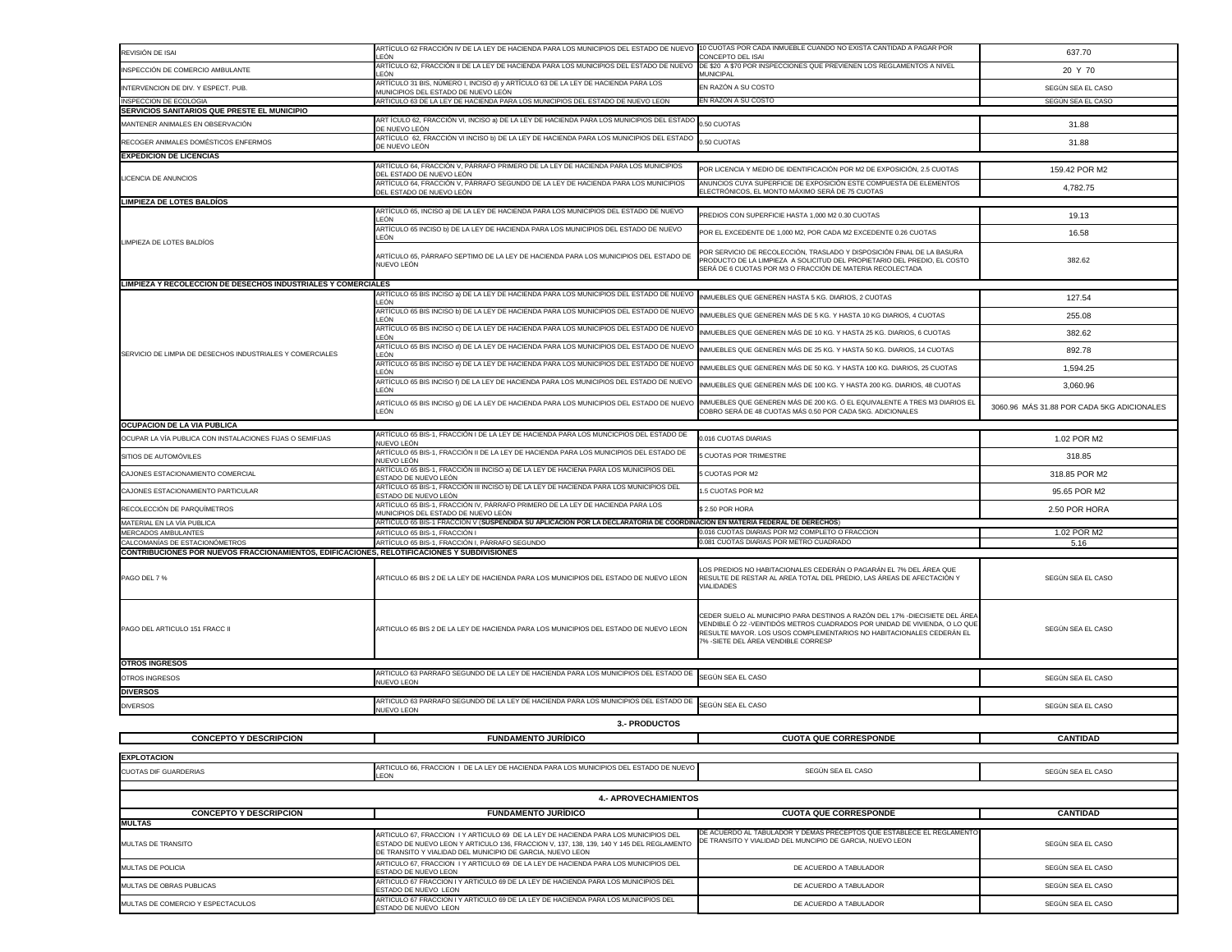| | | | |
|---|---|---|---|
| REVISIÓN DE ISAI | ARTÍCULO 62 FRACCIÓN IV DE LA LEY DE HACIENDA PARA LOS MUNICIPIOS DEL ESTADO DE NUEVO LEÓN | 10 CUOTAS POR CADA INMUEBLE CUANDO NO EXISTA CANTIDAD A PAGAR POR CONCEPTO DEL ISAI | 637.70 |
| INSPECCIÓN DE COMERCIO AMBULANTE | ARTÍCULO 62, FRACCIÓN II DE LA LEY DE HACIENDA PARA LOS MUNICIPIOS DEL ESTADO DE NUEVO LEÓN | DE $20 A $70 POR INSPECCIONES QUE PREVIENEN LOS REGLAMENTOS A NIVEL MUNICIPAL | 20 Y 70 |
| INTERVENCION DE DIV. Y ESPECT. PUB. | ARTÍCULO 31 BIS, NÚMERO I, INCISO d) y ARTÍCULO 63 DE LA LEY DE HACIENDA PARA LOS MUNICIPIOS DEL ESTADO DE NUEVO LEÓN | EN RAZÓN A SU COSTO | SEGÚN SEA EL CASO |
| INSPECCION DE ECOLOGIA | ARTICULO 63 DE LA LEY DE HACIENDA PARA LOS MUNICIPIOS DEL ESTADO DE NUEVO LEON | EN RAZON A SU COSTO | SEGÚN SEA EL CASO |
| **SERVICIOS SANITARIOS QUE PRESTE EL MUNICIPIO** | | | |
| MANTENER ANIMALES EN OBSERVACIÓN | ART ÍCULO 62, FRACCIÓN VI, INCISO a) DE LA LEY DE HACIENDA PARA LOS MUNICIPIOS DEL ESTADO DE NUEVO LEÓN | 0.50 CUOTAS | 31.88 |
| RECOGER ANIMALES DOMÉSTICOS ENFERMOS | ARTÍCULO 62, FRACCIÓN VI INCISO b) DE LA LEY DE HACIENDA PARA LOS MUNICIPIOS DEL ESTADO DE NUEVO LEÓN | 0.50 CUOTAS | 31.88 |
| **EXPEDICION DE LICENCIAS** | | | |
| LICENCIA DE ANUNCIOS | ARTÍCULO 64, FRACCIÓN V, PÁRRAFO PRIMERO DE LA LEY DE HACIENDA PARA LOS MUNICIPIOS DEL ESTADO DE NUEVO LEÓN | POR LICENCIA Y MEDIO DE IDENTIFICACIÓN POR M2 DE EXPOSICIÓN, 2.5 CUOTAS | 159.42 POR M2 |
| | ARTÍCULO 64, FRACCIÓN V, PÁRRAFO SEGUNDO DE LA LEY DE HACIENDA PARA LOS MUNICIPIOS DEL ESTADO DE NUEVO LEÓN | ANUNCIOS CUYA SUPERFICIE DE EXPOSICIÓN ESTÉ COMPUESTA DE ELEMENTOS ELECTRÓNICOS, EL MONTO MÁXIMO SERÁ DE 75 CUOTAS | 4,782.75 |
| **LIMPIEZA DE LOTES BALDÍOS** | | | |
| LIMPIEZA DE LOTES BALDÍOS | ARTÍCULO 65, INCISO a) DE LA LEY DE HACIENDA PARA LOS MUNICIPIOS DEL ESTADO DE NUEVO LEÓN | PREDIOS CON SUPERFICIE HASTA 1,000 M2 0.30 CUOTAS | 19.13 |
| | ARTÍCULO 65 INCISO b) DE LA LEY DE HACIENDA PARA LOS MUNICIPIOS DEL ESTADO DE NUEVO LEÓN | POR EL EXCEDENTE DE 1,000 M2, POR CADA M2 EXCEDENTE 0.26 CUOTAS | 16.58 |
| | ARTÍCULO 65, PÁRRAFO SEPTIMO DE LA LEY DE HACIENDA PARA LOS MUNICIPIOS DEL ESTADO DE NUEVO LEÓN | POR SERVICIO DE RECOLECCIÓN, TRASLADO Y DISPOSICIÓN FINAL DE LA BASURA PRODUCTO DE LA LIMPIEZA A SOLICITUD DEL PROPIETARIO DEL PREDIO, EL COSTO SERÁ DE 6 CUOTAS POR M3 O FRACCIÓN DE MATERIA RECOLECTADA | 382.62 |
| **LIMPIEZA Y RECOLECCION DE DESECHOS INDUSTRIALES Y COMERCIALES** | | | |
| SERVICIO DE LIMPIA DE DESECHOS INDUSTRIALES Y COMERCIALES | ARTÍCULO 65 BIS INCISO a) DE LA LEY DE HACIENDA PARA LOS MUNICIPIOS DEL ESTADO DE NUEVO LEÓN | INMUEBLES QUE GENEREN HASTA 5 KG. DIARIOS, 2 CUOTAS | 127.54 |
| | ARTÍCULO 65 BIS INCISO b) DE LA LEY DE HACIENDA PARA LOS MUNICIPIOS DEL ESTADO DE NUEVO LEÓN | INMUEBLES QUE GENEREN MÁS DE 5 KG. Y HASTA 10 KG DIARIOS, 4 CUOTAS | 255.08 |
| | ARTÍCULO 65 BIS INCISO c) DE LA LEY DE HACIENDA PARA LOS MUNICIPIOS DEL ESTADO DE NUEVO LEÓN | INMUEBLES QUE GENEREN MÁS DE 10 KG. Y HASTA 25 KG. DIARIOS, 6 CUOTAS | 382.62 |
| | ARTÍCULO 65 BIS INCISO d) DE LA LEY DE HACIENDA PARA LOS MUNICIPIOS DEL ESTADO DE NUEVO LEÓN | INMUEBLES QUE GENEREN MÁS DE 25 KG. Y HASTA 50 KG. DIARIOS, 14 CUOTAS | 892.78 |
| | ARTÍCULO 65 BIS INCISO e) DE LA LEY DE HACIENDA PARA LOS MUNICIPIOS DEL ESTADO DE NUEVO LEÓN | INMUEBLES QUE GENEREN MÁS DE 50 KG. Y HASTA 100 KG. DIARIOS, 25 CUOTAS | 1,594.25 |
| | ARTÍCULO 65 BIS INCISO f) DE LA LEY DE HACIENDA PARA LOS MUNICIPIOS DEL ESTADO DE NUEVO LEÓN | INMUEBLES QUE GENEREN MÁS DE 100 KG. Y HASTA 200 KG. DIARIOS, 48 CUOTAS | 3,060.96 |
| | ARTÍCULO 65 BIS INCISO g) DE LA LEY DE HACIENDA PARA LOS MUNICIPIOS DEL ESTADO DE NUEVO LEÓN | INMUEBLES QUE GENEREN MÁS DE 200 KG. Ó EL EQUIVALENTE A TRES M3 DIARIOS EL COBRO SERÁ DE 48 CUOTAS MÁS 0.50 POR CADA 5KG. ADICIONALES | 3060.96 MÁS 31.88 POR CADA 5KG ADICIONALES |
| **OCUPACION DE LA VIA PUBLICA** | | | |
| OCUPAR LA VÍA PUBLICA CON INSTALACIONES FIJAS O SEMIFIJAS | ARTÍCULO 65 BIS-1, FRACCIÓN I DE LA LEY DE HACIENDA PARA LOS MUNCICPIOS DEL ESTADO DE NUEVO LEÓN | 0.016 CUOTAS DIARIAS | 1.02 POR M2 |
| SITIOS DE AUTOMÓVILES | ARTÍCULO 65 BIS-1, FRACCIÓN II DE LA LEY DE HACIENDA PARA LOS MUNICIPIOS DEL ESTADO DE NUEVO LEÓN | 5 CUOTAS POR TRIMESTRE | 318.85 |
| CAJONES ESTACIONAMIENTO COMERCIAL | ARTÍCULO 65 BIS-1, FRACCIÓN III INCISO a) DE LA LEY DE HACIENA PARA LOS MUNICIPIOS DEL ESTADO DE NUEVO LEÓN | 5 CUOTAS POR M2 | 318.85 POR M2 |
| CAJONES ESTACIONAMIENTO PARTICULAR | ARTÍCULO 65 BIS-1, FRACCIÓN III INCISO b) DE LA LEY DE HACIENDA PARA LOS MUNICIPIOS DEL ESTADO DE NUEVO LEÓN | 1.5 CUOTAS POR M2 | 95.65 POR M2 |
| RECOLECCIÓN DE PARQUÍMETROS | ARTÍCULO 65 BIS-1, FRACCIÓN IV, PÁRRAFO PRIMERO DE LA LEY DE HACIENDA PARA LOS MUNICIPIOS DEL ESTADO DE NUEVO LEÓN | $ 2.50 POR HORA | 2.50 POR HORA |
| MATERIAL EN LA VÍA PUBLICA | ARTÍCULO 65 BIS-1 FRACCION V (**SUSPENDIDA SU APLICACION POR LA DECLARATORIA DE COORDINACION EN MATERIA FEDERAL DE DERECHOS**) | | |
| MERCADOS AMBULANTES | ARTÍCULO 65 BIS-1, FRACCIÓN I | 0.016 CUOTAS DIARIAS POR M2 COMPLETO O FRACCION | 1.02 POR M2 |
| CALCOMANÍAS DE ESTACIONÓMETROS | ARTÍCULO 65 BIS-1, FRACCIÓN I, PÁRRAFO SEGUNDO | 0.081 CUOTAS DIARIAS POR METRO CUADRADO | 5.16 |
| **CONTRIBUCIONES POR NUEVOS FRACCIONAMIENTOS, EDIFICACIONES, RELOTIFICACIONES Y SUBDIVISIONES** | | | |
| PAGO DEL 7 % | ARTICULO 65 BIS 2 DE LA LEY DE HACIENDA PARA LOS MUNICIPIOS DEL ESTADO DE NUEVO LEON | LOS PREDIOS NO HABITACIONALES CEDERÁN O PAGARÁN EL 7% DEL ÁREA QUE RESULTE DE RESTAR AL ÁREA TOTAL DEL PREDIO, LAS ÁREAS DE AFECTACIÓN Y VIALIDADES | SEGÚN SEA EL CASO |
| PAGO DEL ARTICULO 151 FRACC II | ARTICULO 65 BIS 2 DE LA LEY DE HACIENDA PARA LOS MUNICIPIOS DEL ESTADO DE NUEVO LEON | CEDER SUELO AL MUNICIPIO PARA DESTINOS A RAZÓN DEL 17% -DIECISIETE DEL ÁREA VENDIBLE Ó 22 -VEINTIDÓS METROS CUADRADOS POR UNIDAD DE VIVIENDA, O LO QUE RESULTE MAYOR. LOS USOS COMPLEMENTARIOS NO HABITACIONALES CEDERÁN EL 7% -SIETE DEL ÁREA VENDIBLE CORRESP | SEGÚN SEA EL CASO |
| **OTROS INGRESOS** | | | |
| OTROS INGRESOS | ARTICULO 63 PARRAFO SEGUNDO DE LA LEY DE HACIENDA PARA LOS MUNICIPIOS DEL ESTADO DE NUEVO LEON | SEGÚN SEA EL CASO | SEGÚN SEA EL CASO |
| **DIVERSOS** | | | |
| DIVERSOS | ARTICULO 63 PARRAFO SEGUNDO DE LA LEY DE HACIENDA PARA LOS MUNICIPIOS DEL ESTADO DE NUEVO LEON | SEGÚN SEA EL CASO | SEGÚN SEA EL CASO |

## 3.- PRODUCTOS

| CONCEPTO Y DESCRIPCION | FUNDAMENTO JURÍDICO | CUOTA QUE CORRESPONDE | CANTIDAD |
|---|---|---|---|
| **EXPLOTACION** | | | |
| CUOTAS DIF GUARDERIAS | ARTICULO 66, FRACCION I DE LA LEY DE HACIENDA PARA LOS MUNICIPIOS DEL ESTADO DE NUEVO LEON | SEGÚN SEA EL CASO | SEGÚN SEA EL CASO |

## 4.- APROVECHAMIENTOS

| CONCEPTO Y DESCRIPCION | FUNDAMENTO JURÍDICO | CUOTA QUE CORRESPONDE | CANTIDAD |
|---|---|---|---|
| **MULTAS** | | | |
| MULTAS DE TRANSITO | ARTICULO 67, FRACCION I Y ARTICULO 69 DE LA LEY DE HACIENDA PARA LOS MUNICIPIOS DEL ESTADO DE NUEVO LEON Y ARTICULO 136, FRACCION V, 137, 138, 139, 140 Y 145 DEL REGLAMENTO DE TRANSITO Y VIALIDAD DEL MUNICIPIO DE GARCIA, NUEVO LEON | DE ACUERDO AL TABULADOR Y DEMAS PRECEPTOS QUE ESTABLECE EL REGLAMENTO DE TRANSITO Y VIALIDAD DEL MUNCIPIO DE GARCIA, NUEVO LEON | SEGÚN SEA EL CASO |
| MULTAS DE POLICIA | ARTICULO 67, FRACCION I Y ARTICULO 69 DE LA LEY DE HACIENDA PARA LOS MUNICIPIOS DEL ESTADO DE NUEVO LEON | DE ACUERDO A TABULADOR | SEGÚN SEA EL CASO |
| MULTAS DE OBRAS PUBLICAS | ARTICULO 67 FRACCION I Y ARTICULO 69 DE LA LEY DE HACIENDA PARA LOS MUNICIPIOS DEL ESTADO DE NUEVO LEON | DE ACUERDO A TABULADOR | SEGÚN SEA EL CASO |
| MULTAS DE COMERCIO Y ESPECTACULOS | ARTICULO 67 FRACCION I Y ARTICULO 69 DE LA LEY DE HACIENDA PARA LOS MUNICIPIOS DEL ESTADO DE NUEVO LEON | DE ACUERDO A TABULADOR | SEGÚN SEA EL CASO |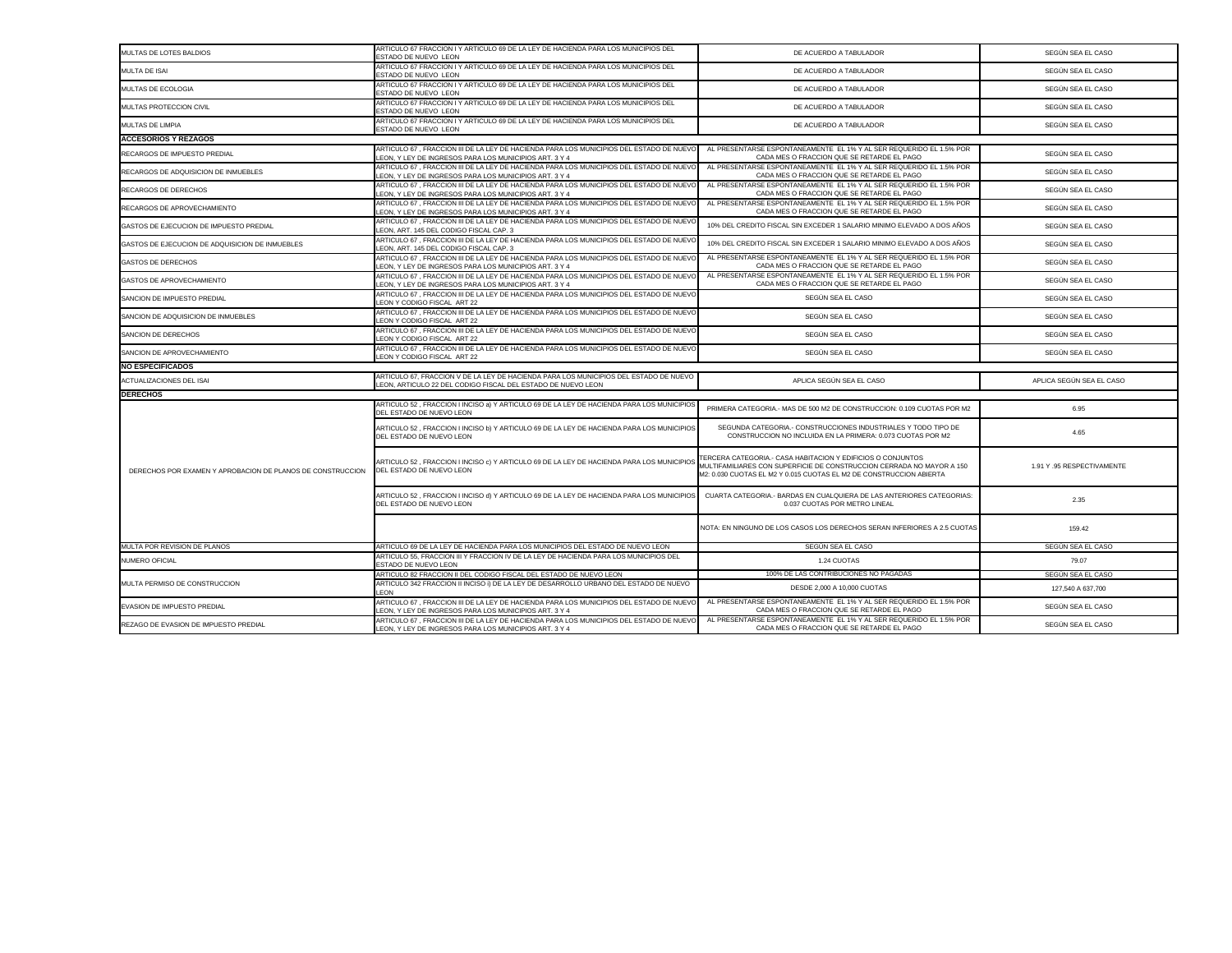| | | | |
|---|---|---|---|
| MULTAS DE LOTES BALDIOS | ARTICULO 67 FRACCION I Y ARTICULO 69 DE LA LEY DE HACIENDA PARA LOS MUNICIPIOS DEL ESTADO DE NUEVO LEON | DE ACUERDO A TABULADOR | SEGÚN SEA EL CASO |
| MULTA DE ISAI | ARTICULO 67 FRACCION I Y ARTICULO 69 DE LA LEY DE HACIENDA PARA LOS MUNICIPIOS DEL ESTADO DE NUEVO LEON | DE ACUERDO A TABULADOR | SEGÚN SEA EL CASO |
| MULTAS DE ECOLOGIA | ARTICULO 67 FRACCION I Y ARTICULO 69 DE LA LEY DE HACIENDA PARA LOS MUNICIPIOS DEL ESTADO DE NUEVO LEON | DE ACUERDO A TABULADOR | SEGÚN SEA EL CASO |
| MULTAS PROTECCION CIVIL | ARTICULO 67 FRACCION I Y ARTICULO 69 DE LA LEY DE HACIENDA PARA LOS MUNICIPIOS DEL ESTADO DE NUEVO LEON | DE ACUERDO A TABULADOR | SEGÚN SEA EL CASO |
| MULTAS DE LIMPIA | ARTICULO 67 FRACCION I Y ARTICULO 69 DE LA LEY DE HACIENDA PARA LOS MUNICIPIOS DEL ESTADO DE NUEVO LEON | DE ACUERDO A TABULADOR | SEGÚN SEA EL CASO |
| **ACCESORIOS Y REZAGOS** | | | |
| RECARGOS DE IMPUESTO PREDIAL | ARTICULO 67 , FRACCION III DE LA LEY DE HACIENDA PARA LOS MUNICIPIOS DEL ESTADO DE NUEVO LEON, Y LEY DE INGRESOS PARA LOS MUNICIPIOS ART. 3 Y 4 | AL PRESENTARSE ESPONTANEAMENTE EL 1% Y AL SER REQUERIDO EL 1.5% POR CADA MES O FRACCION QUE SE RETARDE EL PAGO | SEGÚN SEA EL CASO |
| RECARGOS DE ADQUISICION DE INMUEBLES | ARTICULO 67 , FRACCION III DE LA LEY DE HACIENDA PARA LOS MUNICIPIOS DEL ESTADO DE NUEVO LEON, Y LEY DE INGRESOS PARA LOS MUNICIPIOS ART. 3 Y 4 | AL PRESENTARSE ESPONTANEAMENTE EL 1% Y AL SER REQUERIDO EL 1.5% POR CADA MES O FRACCION QUE SE RETARDE EL PAGO | SEGÚN SEA EL CASO |
| RECARGOS DE DERECHOS | ARTICULO 67 , FRACCION III DE LA LEY DE HACIENDA PARA LOS MUNICIPIOS DEL ESTADO DE NUEVO LEON, Y LEY DE INGRESOS PARA LOS MUNICIPIOS ART. 3 Y 4 | AL PRESENTARSE ESPONTANEAMENTE EL 1% Y AL SER REQUERIDO EL 1.5% POR CADA MES O FRACCION QUE SE RETARDE EL PAGO | SEGÚN SEA EL CASO |
| RECARGOS DE APROVECHAMIENTO | ARTICULO 67 , FRACCION III DE LA LEY DE HACIENDA PARA LOS MUNICIPIOS DEL ESTADO DE NUEVO LEON, Y LEY DE INGRESOS PARA LOS MUNICIPIOS ART. 3 Y 4 | AL PRESENTARSE ESPONTANEAMENTE EL 1% Y AL SER REQUERIDO EL 1.5% POR CADA MES O FRACCION QUE SE RETARDE EL PAGO | SEGÚN SEA EL CASO |
| GASTOS DE EJECUCION DE IMPUESTO PREDIAL | ARTICULO 67 , FRACCION III DE LA LEY DE HACIENDA PARA LOS MUNICIPIOS DEL ESTADO DE NUEVO LEON, ART. 145 DEL CODIGO FISCAL CAP. 3 | 10% DEL CREDITO FISCAL SIN EXCEDER 1 SALARIO MINIMO ELEVADO A DOS AÑOS | SEGÚN SEA EL CASO |
| GASTOS DE EJECUCION DE ADQUISICION DE INMUEBLES | ARTICULO 67 , FRACCION III DE LA LEY DE HACIENDA PARA LOS MUNICIPIOS DEL ESTADO DE NUEVO LEON, ART. 145 DEL CODIGO FISCAL CAP. 3 | 10% DEL CREDITO FISCAL SIN EXCEDER 1 SALARIO MINIMO ELEVADO A DOS AÑOS | SEGÚN SEA EL CASO |
| GASTOS DE DERECHOS | ARTICULO 67 , FRACCION III DE LA LEY DE HACIENDA PARA LOS MUNICIPIOS DEL ESTADO DE NUEVO LEON, Y LEY DE INGRESOS PARA LOS MUNICIPIOS ART. 3 Y 4 | AL PRESENTARSE ESPONTANEAMENTE EL 1% Y AL SER REQUERIDO EL 1.5% POR CADA MES O FRACCION QUE SE RETARDE EL PAGO | SEGÚN SEA EL CASO |
| GASTOS DE APROVECHAMIENTO | ARTICULO 67 , FRACCION III DE LA LEY DE HACIENDA PARA LOS MUNICIPIOS DEL ESTADO DE NUEVO LEON, Y LEY DE INGRESOS PARA LOS MUNICIPIOS ART. 3 Y 4 | AL PRESENTARSE ESPONTANEAMENTE EL 1% Y AL SER REQUERIDO EL 1.5% POR CADA MES O FRACCION QUE SE RETARDE EL PAGO | SEGÚN SEA EL CASO |
| SANCION DE IMPUESTO PREDIAL | ARTICULO 67 , FRACCION III DE LA LEY DE HACIENDA PARA LOS MUNICIPIOS DEL ESTADO DE NUEVO LEON Y CODIGO FISCAL ART 22 | SEGÚN SEA EL CASO | SEGÚN SEA EL CASO |
| SANCION DE ADQUISICION DE INMUEBLES | ARTICULO 67 , FRACCION III DE LA LEY DE HACIENDA PARA LOS MUNICIPIOS DEL ESTADO DE NUEVO LEON Y CODIGO FISCAL ART 22 | SEGÚN SEA EL CASO | SEGÚN SEA EL CASO |
| SANCION DE DERECHOS | ARTICULO 67 , FRACCION III DE LA LEY DE HACIENDA PARA LOS MUNICIPIOS DEL ESTADO DE NUEVO LEON Y CODIGO FISCAL ART 22 | SEGÚN SEA EL CASO | SEGÚN SEA EL CASO |
| SANCION DE APROVECHAMIENTO | ARTICULO 67 , FRACCION III DE LA LEY DE HACIENDA PARA LOS MUNICIPIOS DEL ESTADO DE NUEVO LEON Y CODIGO FISCAL ART 22 | SEGÚN SEA EL CASO | SEGÚN SEA EL CASO |
| **NO ESPECIFICADOS** | | | |
| ACTUALIZACIONES DEL ISAI | ARTICULO 67, FRACCION V DE LA LEY DE HACIENDA PARA LOS MUNICIPIOS DEL ESTADO DE NUEVO LEON, ARTICULO 22 DEL CODIGO FISCAL DEL ESTADO DE NUEVO LEON | APLICA SEGÚN SEA EL CASO | APLICA SEGÚN SEA EL CASO |
| **DERECHOS** | | | |
| DERECHOS POR EXAMEN Y APROBACION DE PLANOS DE CONSTRUCCION | ARTICULO 52 , FRACCION I INCISO a) Y ARTICULO 69 DE LA LEY DE HACIENDA PARA LOS MUNICIPIOS DEL ESTADO DE NUEVO LEON | PRIMERA CATEGORIA.- MAS DE 500 M2 DE CONSTRUCCION: 0.109 CUOTAS POR M2 | 6.95 |
| | ARTICULO 52 , FRACCION I INCISO b) Y ARTICULO 69 DE LA LEY DE HACIENDA PARA LOS MUNICIPIOS DEL ESTADO DE NUEVO LEON | SEGUNDA CATEGORIA.- CONSTRUCCIONES INDUSTRIALES Y TODO TIPO DE CONSTRUCCION NO INCLUIDA EN LA PRIMERA: 0.073 CUOTAS POR M2 | 4.65 |
| | ARTICULO 52 , FRACCION I INCISO c) Y ARTICULO 69 DE LA LEY DE HACIENDA PARA LOS MUNICIPIOS DEL ESTADO DE NUEVO LEON | TERCERA CATEGORIA.- CASA HABITACION Y EDIFICIOS O CONJUNTOS MULTIFAMILIARES CON SUPERFICIE DE CONSTRUCCION CERRADA NO MAYOR A 150 M2: 0.030 CUOTAS EL M2 Y 0.015 CUOTAS EL M2 DE CONSTRUCCION ABIERTA | 1.91 Y .95 RESPECTIVAMENTE |
| | ARTICULO 52 , FRACCION I INCISO d) Y ARTICULO 69 DE LA LEY DE HACIENDA PARA LOS MUNICIPIOS DEL ESTADO DE NUEVO LEON | CUARTA CATEGORIA.- BARDAS EN CUALQUIERA DE LAS ANTERIORES CATEGORIAS: 0.037 CUOTAS POR METRO LINEAL | 2.35 |
| | | NOTA: EN NINGUNO DE LOS CASOS LOS DERECHOS SERAN INFERIORES A 2.5 CUOTAS | 159.42 |
| MULTA POR REVISION DE PLANOS | ARTICULO 69 DE LA LEY DE HACIENDA PARA LOS MUNICIPIOS DEL ESTADO DE NUEVO LEON | SEGÚN SEA EL CASO | SEGÚN SEA EL CASO |
| NUMERO OFICIAL | ARTICULO 55, FRACCION III Y FRACCION IV DE LA LEY DE HACIENDA PARA LOS MUNICIPIOS DEL ESTADO DE NUEVO LEON | 1.24 CUOTAS | 79.07 |
| MULTA PERMISO DE CONSTRUCCION | ARTICULO 82 FRACCION II DEL CODIGO FISCAL DEL ESTADO DE NUEVO LEON | 100% DE LAS CONTRIBUCIONES NO PAGADAS | SEGÚN SEA EL CASO |
| | ARTICULO 342 FRACCION II INCISO i) DE LA LEY DE DESARROLLO URBANO DEL ESTADO DE NUEVO LEON | DESDE 2,000 A 10,000 CUOTAS | 127,540 A 637,700 |
| EVASION DE IMPUESTO PREDIAL | ARTICULO 67 , FRACCION III DE LA LEY DE HACIENDA PARA LOS MUNICIPIOS DEL ESTADO DE NUEVO LEON, Y LEY DE INGRESOS PARA LOS MUNICIPIOS ART. 3 Y 4 | AL PRESENTARSE ESPONTANEAMENTE EL 1% Y AL SER REQUERIDO EL 1.5% POR CADA MES O FRACCION QUE SE RETARDE EL PAGO | SEGÚN SEA EL CASO |
| REZAGO DE EVASION DE IMPUESTO PREDIAL | ARTICULO 67 , FRACCION III DE LA LEY DE HACIENDA PARA LOS MUNICIPIOS DEL ESTADO DE NUEVO LEON, Y LEY DE INGRESOS PARA LOS MUNICIPIOS ART. 3 Y 4 | AL PRESENTARSE ESPONTANEAMENTE EL 1% Y AL SER REQUERIDO EL 1.5% POR CADA MES O FRACCION QUE SE RETARDE EL PAGO | SEGÚN SEA EL CASO |